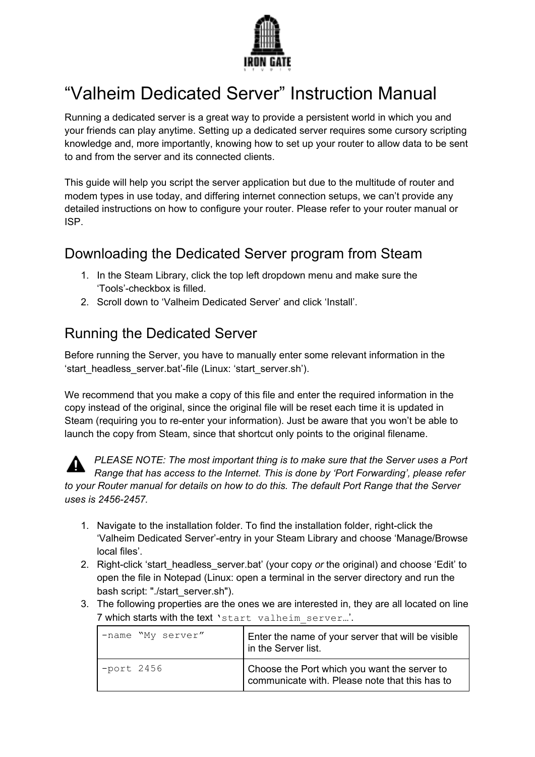# “Valheim Dedicated Server” Instruction Manual

Running a dedicated server is a great way to provide a persistent world in which you and your friends can play anytime. Setting up a dedicated server requires some cursory scripting knowledge and, more importantly, knowing how to set up your router to allow data to be sent to and from the server and its connected clients.

This guide will help you script the server application but due to the multitude of router and modem types in use today, and differing internet connection setups, we can’t provide any detailed instructions on how to configure your router. Please refer to your router manual or ISP.

## Downloading the Dedicated Server program from Steam

1. In the Steam Library, click the top left dropdown menu and make sure the ‘Tools’-checkbox is filled.
2. Scroll down to ‘Valheim Dedicated Server’ and click ‘Install’.

## Running the Dedicated Server

Before running the Server, you have to manually enter some relevant information in the ‘start_headless_server.bat’-file (Linux: ‘start_server.sh’).

We recommend that you make a copy of this file and enter the required information in the copy instead of the original, since the original file will be reset each time it is updated in Steam (requiring you to re-enter your information). Just be aware that you won’t be able to launch the copy from Steam, since that shortcut only points to the original filename.

*PLEASE NOTE: The most important thing is to make sure that the Server uses a Port Range that has access to the Internet. This is done by ‘Port Forwarding’, please refer to your Router manual for details on how to do this. The default Port Range that the Server uses is 2456-2457.*

1. Navigate to the installation folder. To find the installation folder, right-click the ‘Valheim Dedicated Server’-entry in your Steam Library and choose ‘Manage/Browse local files’.
2. Right-click ‘start_headless_server.bat’ (your copy *or* the original) and choose ‘Edit’ to open the file in Notepad (Linux: open a terminal in the server directory and run the bash script: "./start_server.sh").
3. The following properties are the ones we are interested in, they are all located on line 7 which starts with the text ‘`start valheim_server…`’.

| | |
|---|---|
| `-name “My server”` | Enter the name of your server that will be visible in the Server list. |
| `-port 2456` | Choose the Port which you want the server to communicate with. Please note that this has to |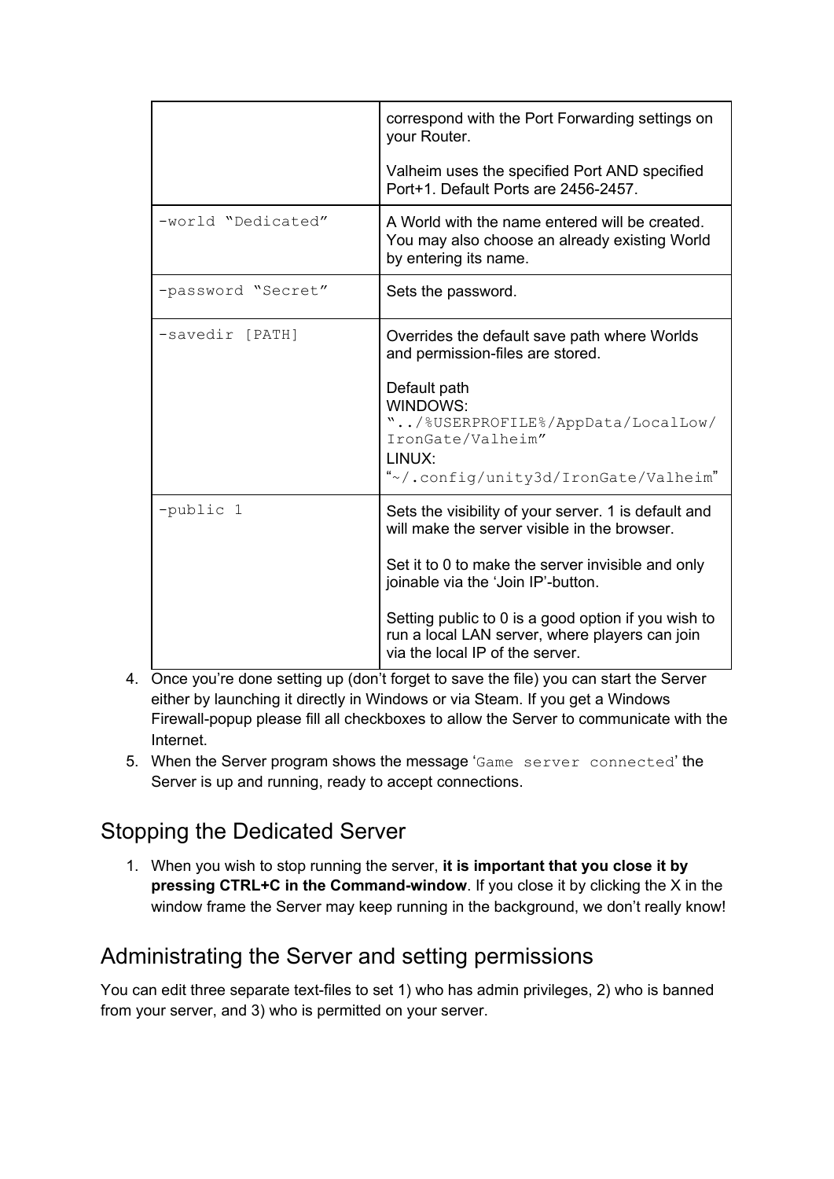| | |
|---|---|
| | correspond with the Port Forwarding settings on your Router.<br><br>Valheim uses the specified Port AND specified Port+1. Default Ports are 2456-2457. |
| `-world “Dedicated”` | A World with the name entered will be created. You may also choose an already existing World by entering its name. |
| `-password “Secret”` | Sets the password. |
| `-savedir [PATH]` | Overrides the default save path where Worlds and permission-files are stored.<br><br>Default path<br>WINDOWS:<br>`“../%USERPROFILE%/AppData/LocalLow/IronGate/Valheim”`<br>LINUX:<br>`“~/.config/unity3d/IronGate/Valheim”` |
| `-public 1` | Sets the visibility of your server. 1 is default and will make the server visible in the browser.<br><br>Set it to 0 to make the server invisible and only joinable via the ‘Join IP’-button.<br><br>Setting public to 0 is a good option if you wish to run a local LAN server, where players can join via the local IP of the server. |

4. Once you’re done setting up (don’t forget to save the file) you can start the Server either by launching it directly in Windows or via Steam. If you get a Windows Firewall-popup please fill all checkboxes to allow the Server to communicate with the Internet.
5. When the Server program shows the message ‘`Game server connected`’ the Server is up and running, ready to accept connections.

## Stopping the Dedicated Server

1. When you wish to stop running the server, **it is important that you close it by pressing CTRL+C in the Command-window**. If you close it by clicking the X in the window frame the Server may keep running in the background, we don’t really know!

## Administrating the Server and setting permissions

You can edit three separate text-files to set 1) who has admin privileges, 2) who is banned from your server, and 3) who is permitted on your server.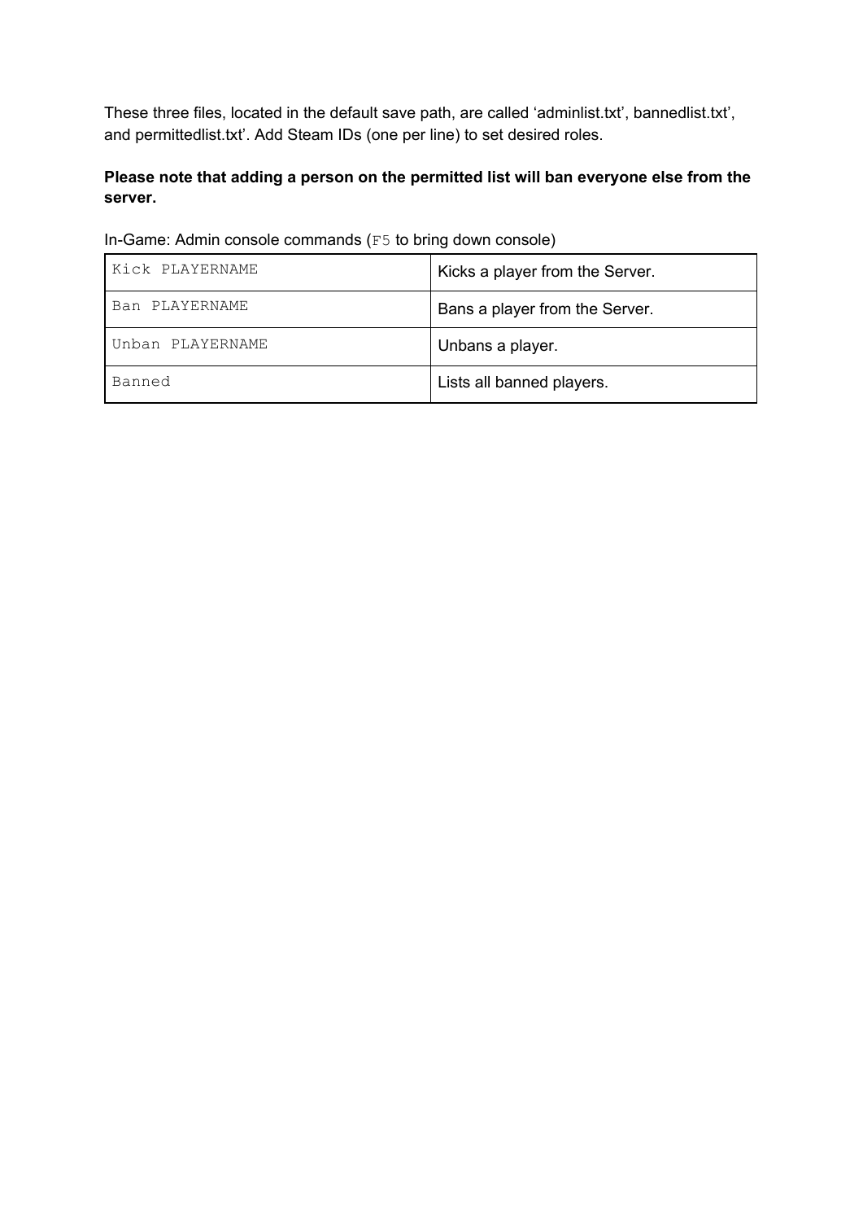These three files, located in the default save path, are called ‘adminlist.txt’, bannedlist.txt’, and permittedlist.txt’. Add Steam IDs (one per line) to set desired roles.

**Please note that adding a person on the permitted list will ban everyone else from the server.**

In-Game: Admin console commands (`F5` to bring down console)

| | |
|---|---|
| `Kick PLAYERNAME` | Kicks a player from the Server. |
| `Ban PLAYERNAME` | Bans a player from the Server. |
| `Unban PLAYERNAME` | Unbans a player. |
| `Banned` | Lists all banned players. |